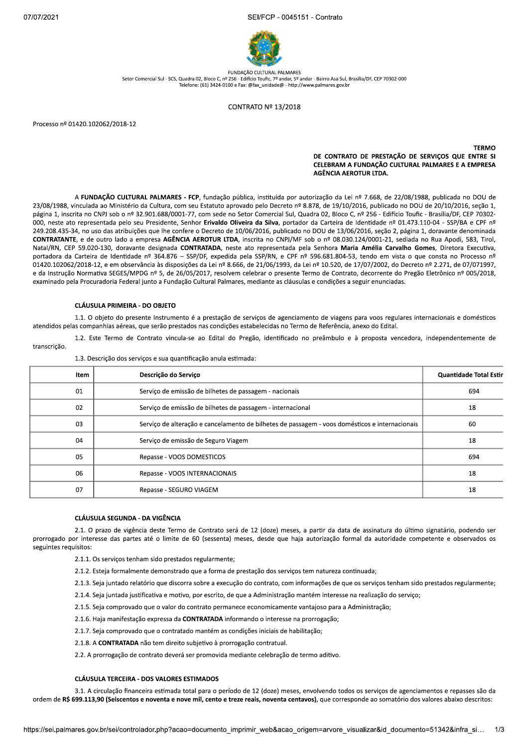FUNDAÇÃO CULTURAL PALMARES

Setor Comercial Sul - SCS, Quadra 02, Bloco C, nº 256 - Edifício Toufic, 7º andar, 5º andar - Bairro Asa Sul, Brasília/DF, CEP 70302-000
Telefone: (61) 3424-0100 e Fax: @fax_unidade@ - http://www.palmares.gov.br

CONTRATO Nº 13/2018

Processo nº 01420.102062/2018-12

**TERMO DE CONTRATO DE PRESTAÇÃO DE SERVIÇOS QUE ENTRE SI CELEBRAM A FUNDAÇÃO CULTURAL PALMARES E A EMPRESA AGÊNCIA AEROTUR LTDA.**

A **FUNDAÇÃO CULTURAL PALMARES - FCP**, fundação pública, instituída por autorização da Lei nº 7.668, de 22/08/1988, publicada no DOU de 23/08/1988, vinculada ao Ministério da Cultura, com seu Estatuto aprovado pelo Decreto nº 8.878, de 19/10/2016, publicado no DOU de 20/10/2016, seção 1, página 1, inscrita no CNPJ sob o nº 32.901.688/0001-77, com sede no Setor Comercial Sul, Quadra 02, Bloco C, nº 256 - Edifício Toufic - Brasília/DF, CEP 70302-000, neste ato representada pelo seu Presidente, Senhor **Erivaldo Oliveira da Silva**, portador da Carteira de Identidade nº 01.473.110-04 - SSP/BA e CPF nº 249.208.435-34, no uso das atribuições que lhe confere o Decreto de 10/06/2016, publicado no DOU de 13/06/2016, seção 2, página 1, doravante denominada **CONTRATANTE**, e de outro lado a empresa **AGÊNCIA AEROTUR LTDA**, inscrita no CNPJ/MF sob o nº 08.030.124/0001-21, sediada no Rua Apodi, 583, Tirol, Natal/RN, CEP 59.020-130, doravante designada **CONTRATADA**, neste ato representada pela Senhora **Maria Amélia Carvalho Gomes**, Diretora Executiva, portadora da Carteira de Identidade nº 364.876 – SSP/DF, expedida pela SSP/RN, e CPF nº 596.681.804-53, tendo em vista o que consta no Processo nº 01420.102062/2018-12, e em observância às disposições da Lei nº 8.666, de 21/06/1993, da Lei nº 10.520, de 17/07/2002, do Decreto nº 2.271, de 07/071997, e da Instrução Normativa SEGES/MPDG nº 5, de 26/05/2017, resolvem celebrar o presente Termo de Contrato, decorrente do Pregão Eletrônico nº 005/2018, examinado pela Procuradoria Federal junto a Fundação Cultural Palmares, mediante as cláusulas e condições a seguir enunciadas.

**CLÁUSULA PRIMEIRA - DO OBJETO**

1.1. O objeto do presente Instrumento é a prestação de serviços de agenciamento de viagens para voos regulares internacionais e domésticos atendidos pelas companhias aéreas, que serão prestados nas condições estabelecidas no Termo de Referência, anexo do Edital.

1.2. Este Termo de Contrato vincula-se ao Edital do Pregão, identificado no preâmbulo e à proposta vencedora, independentemente de transcrição.

1.3. Descrição dos serviços e sua quantificação anula estimada:

| Item | Descrição do Serviço | Quantidade Total Estir |
|---|---|---|
| 01 | Serviço de emissão de bilhetes de passagem - nacionais | 694 |
| 02 | Serviço de emissão de bilhetes de passagem - internacional | 18 |
| 03 | Serviço de alteração e cancelamento de bilhetes de passagem - voos domésticos e internacionais | 60 |
| 04 | Serviço de emissão de Seguro Viagem | 18 |
| 05 | Repasse - VOOS DOMESTICOS | 694 |
| 06 | Repasse - VOOS INTERNACIONAIS | 18 |
| 07 | Repasse - SEGURO VIAGEM | 18 |

**CLÁUSULA SEGUNDA - DA VIGÊNCIA**

2.1. O prazo de vigência deste Termo de Contrato será de 12 (doze) meses, a partir da data de assinatura do último signatário, podendo ser prorrogado por interesse das partes até o limite de 60 (sessenta) meses, desde que haja autorização formal da autoridade competente e observados os seguintes requisitos:

2.1.1. Os serviços tenham sido prestados regularmente;

2.1.2. Esteja formalmente demonstrado que a forma de prestação dos serviços tem natureza continuada;

2.1.3. Seja juntado relatório que discorra sobre a execução do contrato, com informações de que os serviços tenham sido prestados regularmente;

2.1.4. Seja juntada justificativa e motivo, por escrito, de que a Administração mantém interesse na realização do serviço;

2.1.5. Seja comprovado que o valor do contrato permanece economicamente vantajoso para a Administração;

2.1.6. Haja manifestação expressa da **CONTRATADA** informando o interesse na prorrogação;

2.1.7. Seja comprovado que o contratado mantém as condições iniciais de habilitação;

2.1.8. A **CONTRATADA** não tem direito subjetivo à prorrogação contratual.

2.2. A prorrogação de contrato deverá ser promovida mediante celebração de termo aditivo.

**CLÁUSULA TERCEIRA - DOS VALORES ESTIMADOS**

3.1. A circulação financeira estimada total para o período de 12 (doze) meses, envolvendo todos os serviços de agenciamentos e repasses são da ordem de **R$ 699.113,90 (Seiscentos e noventa e nove mil, cento e treze reais, noventa centavos)**, que corresponde ao somatório dos valores abaixo descritos: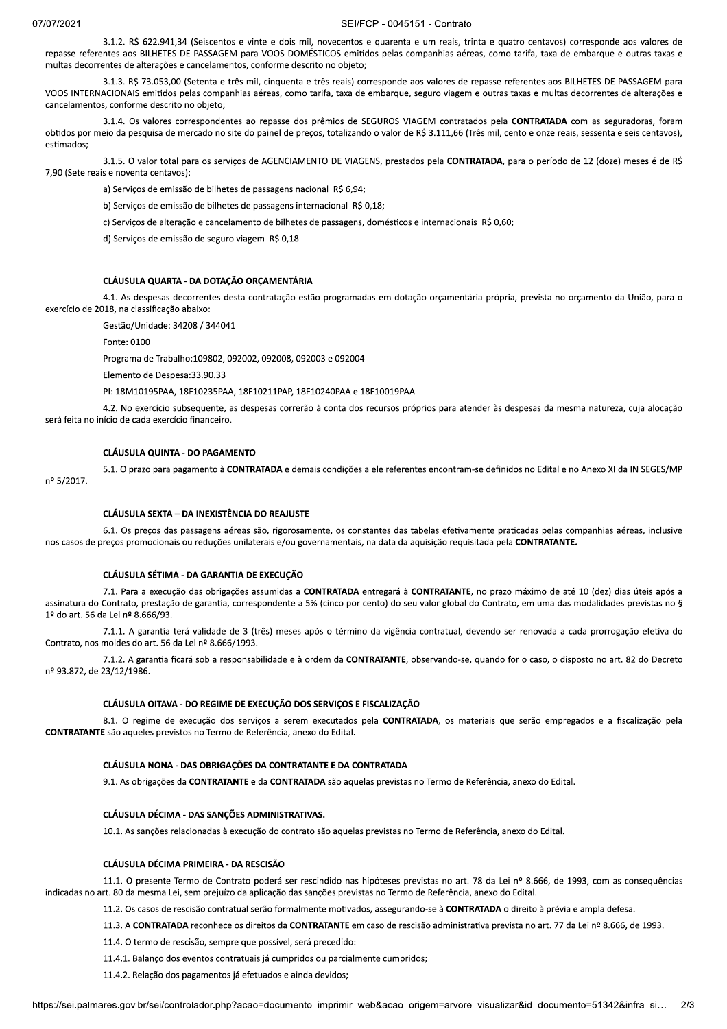3.1.2. R$ 622.941,34 (Seiscentos e vinte e dois mil, novecentos e quarenta e um reais, trinta e quatro centavos) corresponde aos valores de repasse referentes aos BILHETES DE PASSAGEM para VOOS DOMÉSTICOS emitidos pelas companhias aéreas, como tarifa, taxa de embarque e outras taxas e multas decorrentes de alterações e cancelamentos, conforme descrito no objeto;

3.1.3. R$ 73.053,00 (Setenta e três mil, cinquenta e três reais) corresponde aos valores de repasse referentes aos BILHETES DE PASSAGEM para VOOS INTERNACIONAIS emitidos pelas companhias aéreas, como tarifa, taxa de embarque, seguro viagem e outras taxas e multas decorrentes de alterações e cancelamentos, conforme descrito no objeto;

3.1.4. Os valores correspondentes ao repasse dos prêmios de SEGUROS VIAGEM contratados pela **CONTRATADA** com as seguradoras, foram obtidos por meio da pesquisa de mercado no site do painel de preços, totalizando o valor de R$ 3.111,66 (Três mil, cento e onze reais, sessenta e seis centavos), estimados;

3.1.5. O valor total para os serviços de AGENCIAMENTO DE VIAGENS, prestados pela **CONTRATADA**, para o período de 12 (doze) meses é de R$ 7,90 (Sete reais e noventa centavos):

a) Serviços de emissão de bilhetes de passagens nacional R$ 6,94;

b) Serviços de emissão de bilhetes de passagens internacional R$ 0,18;

c) Serviços de alteração e cancelamento de bilhetes de passagens, domésticos e internacionais R$ 0,60;

d) Serviços de emissão de seguro viagem R$ 0,18

### CLÁUSULA QUARTA - DA DOTAÇÃO ORÇAMENTÁRIA

4.1. As despesas decorrentes desta contratação estão programadas em dotação orçamentária própria, prevista no orçamento da União, para o exercício de 2018, na classificação abaixo:

Gestão/Unidade: 34208 / 344041

Fonte: 0100

Programa de Trabalho:109802, 092002, 092008, 092003 e 092004

Elemento de Despesa:33.90.33

PI: 18M10195PAA, 18F10235PAA, 18F10211PAP, 18F10240PAA e 18F10019PAA

4.2. No exercício subsequente, as despesas correrão à conta dos recursos próprios para atender às despesas da mesma natureza, cuja alocação será feita no início de cada exercício financeiro.

### CLÁUSULA QUINTA - DO PAGAMENTO

5.1. O prazo para pagamento à **CONTRATADA** e demais condições a ele referentes encontram-se definidos no Edital e no Anexo XI da IN SEGES/MP nº 5/2017.

### CLÁUSULA SEXTA – DA INEXISTÊNCIA DO REAJUSTE

6.1. Os preços das passagens aéreas são, rigorosamente, os constantes das tabelas efetivamente praticadas pelas companhias aéreas, inclusive nos casos de preços promocionais ou reduções unilaterais e/ou governamentais, na data da aquisição requisitada pela **CONTRATANTE.**

### CLÁUSULA SÉTIMA - DA GARANTIA DE EXECUÇÃO

7.1. Para a execução das obrigações assumidas a **CONTRATADA** entregará à **CONTRATANTE**, no prazo máximo de até 10 (dez) dias úteis após a assinatura do Contrato, prestação de garantia, correspondente a 5% (cinco por cento) do seu valor global do Contrato, em uma das modalidades previstas no § 1º do art. 56 da Lei nº 8.666/93.

7.1.1. A garantia terá validade de 3 (três) meses após o término da vigência contratual, devendo ser renovada a cada prorrogação efetiva do Contrato, nos moldes do art. 56 da Lei nº 8.666/1993.

7.1.2. A garantia ficará sob a responsabilidade e à ordem da **CONTRATANTE**, observando-se, quando for o caso, o disposto no art. 82 do Decreto nº 93.872, de 23/12/1986.

### CLÁUSULA OITAVA - DO REGIME DE EXECUÇÃO DOS SERVIÇOS E FISCALIZAÇÃO

8.1. O regime de execução dos serviços a serem executados pela **CONTRATADA**, os materiais que serão empregados e a fiscalização pela **CONTRATANTE** são aqueles previstos no Termo de Referência, anexo do Edital.

### CLÁUSULA NONA - DAS OBRIGAÇÕES DA CONTRATANTE E DA CONTRATADA

9.1. As obrigações da **CONTRATANTE** e da **CONTRATADA** são aquelas previstas no Termo de Referência, anexo do Edital.

### CLÁUSULA DÉCIMA - DAS SANÇÕES ADMINISTRATIVAS.

10.1. As sanções relacionadas à execução do contrato são aquelas previstas no Termo de Referência, anexo do Edital.

### CLÁUSULA DÉCIMA PRIMEIRA - DA RESCISÃO

11.1. O presente Termo de Contrato poderá ser rescindido nas hipóteses previstas no art. 78 da Lei nº 8.666, de 1993, com as consequências indicadas no art. 80 da mesma Lei, sem prejuízo da aplicação das sanções previstas no Termo de Referência, anexo do Edital.

11.2. Os casos de rescisão contratual serão formalmente motivados, assegurando-se à **CONTRATADA** o direito à prévia e ampla defesa.

11.3. A **CONTRATADA** reconhece os direitos da **CONTRATANTE** em caso de rescisão administrativa prevista no art. 77 da Lei nº 8.666, de 1993.

11.4. O termo de rescisão, sempre que possível, será precedido:

11.4.1. Balanço dos eventos contratuais já cumpridos ou parcialmente cumpridos;

11.4.2. Relação dos pagamentos já efetuados e ainda devidos;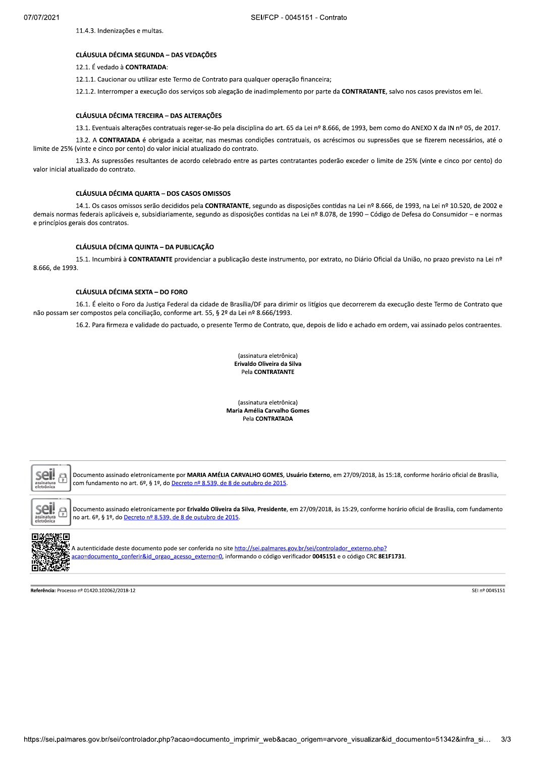11.4.3. Indenizações e multas.

**CLÁUSULA DÉCIMA SEGUNDA – DAS VEDAÇÕES**

12.1. É vedado à **CONTRATADA**:

12.1.1. Caucionar ou utilizar este Termo de Contrato para qualquer operação financeira;

12.1.2. Interromper a execução dos serviços sob alegação de inadimplemento por parte da **CONTRATANTE**, salvo nos casos previstos em lei.

**CLÁUSULA DÉCIMA TERCEIRA – DAS ALTERAÇÕES**

13.1. Eventuais alterações contratuais reger-se-ão pela disciplina do art. 65 da Lei nº 8.666, de 1993, bem como do ANEXO X da IN nº 05, de 2017.

13.2. A **CONTRATADA** é obrigada a aceitar, nas mesmas condições contratuais, os acréscimos ou supressões que se fizerem necessários, até o limite de 25% (vinte e cinco por cento) do valor inicial atualizado do contrato.

13.3. As supressões resultantes de acordo celebrado entre as partes contratantes poderão exceder o limite de 25% (vinte e cinco por cento) do valor inicial atualizado do contrato.

**CLÁUSULA DÉCIMA QUARTA – DOS CASOS OMISSOS**

14.1. Os casos omissos serão decididos pela **CONTRATANTE**, segundo as disposições contidas na Lei nº 8.666, de 1993, na Lei nº 10.520, de 2002 e demais normas federais aplicáveis e, subsidiariamente, segundo as disposições contidas na Lei nº 8.078, de 1990 – Código de Defesa do Consumidor – e normas e princípios gerais dos contratos.

**CLÁUSULA DÉCIMA QUINTA – DA PUBLICAÇÃO**

15.1. Incumbirá à **CONTRATANTE** providenciar a publicação deste instrumento, por extrato, no Diário Oficial da União, no prazo previsto na Lei nº 8.666, de 1993.

**CLÁUSULA DÉCIMA SEXTA – DO FORO**

16.1. É eleito o Foro da Justiça Federal da cidade de Brasília/DF para dirimir os litígios que decorrerem da execução deste Termo de Contrato que não possam ser compostos pela conciliação, conforme art. 55, § 2º da Lei nº 8.666/1993.

16.2. Para firmeza e validade do pactuado, o presente Termo de Contrato, que, depois de lido e achado em ordem, vai assinado pelos contraentes.

(assinatura eletrônica)
**Erivaldo Oliveira da Silva**
Pela **CONTRATANTE**

(assinatura eletrônica)
**Maria Amélia Carvalho Gomes**
Pela **CONTRATADA**

Documento assinado eletronicamente por **MARIA AMÉLIA CARVALHO GOMES**, **Usuário Externo**, em 27/09/2018, às 15:18, conforme horário oficial de Brasília, com fundamento no art. 6º, § 1º, do Decreto nº 8.539, de 8 de outubro de 2015.

Documento assinado eletronicamente por **Erivaldo Oliveira da Silva**, **Presidente**, em 27/09/2018, às 15:29, conforme horário oficial de Brasília, com fundamento no art. 6º, § 1º, do Decreto nº 8.539, de 8 de outubro de 2015.

A autenticidade deste documento pode ser conferida no site http://sei.palmares.gov.br/sei/controlador_externo.php?acao=documento_conferir&id_orgao_acesso_externo=0, informando o código verificador **0045151** e o código CRC **8E1F1731**.

**Referência:** Processo nº 01420.102062/2018-12 — SEI nº 0045151